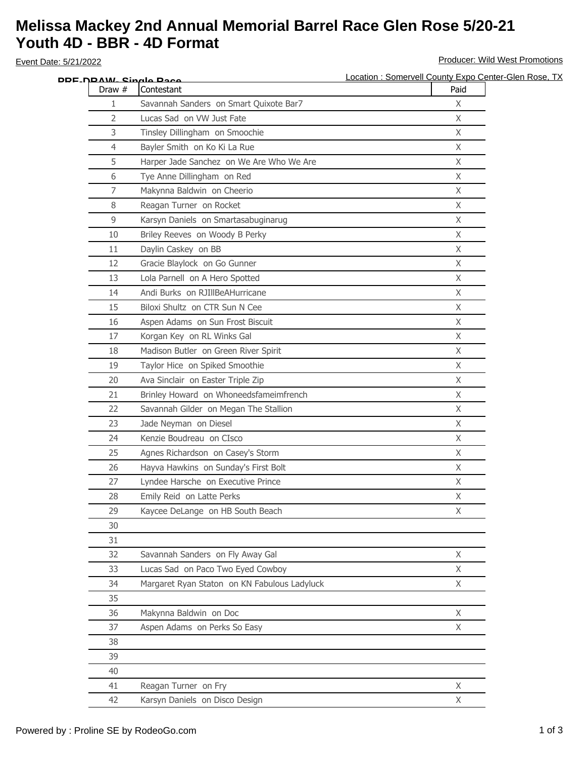# Melissa Mackey 2nd Annual Memorial Barrel Race Glen Rose 5/20-21
# Youth 4D - BBR - 4D Format

Event Date: 5/21/2022

Producer: Wild West Promotions

Location : Somervell County Expo Center-Glen Rose, TX

**PRE-DRAW- Single Race**

| Draw # | Contestant | Paid |
|---|---|---|
| 1 | Savannah Sanders on Smart Quixote Bar7 | X |
| 2 | Lucas Sad on VW Just Fate | X |
| 3 | Tinsley Dillingham on Smoochie | X |
| 4 | Bayler Smith on Ko Ki La Rue | X |
| 5 | Harper Jade Sanchez on We Are Who We Are | X |
| 6 | Tye Anne Dillingham on Red | X |
| 7 | Makynna Baldwin on Cheerio | X |
| 8 | Reagan Turner on Rocket | X |
| 9 | Karsyn Daniels on Smartasabuginarug | X |
| 10 | Briley Reeves on Woody B Perky | X |
| 11 | Daylin Caskey on BB | X |
| 12 | Gracie Blaylock on Go Gunner | X |
| 13 | Lola Parnell on A Hero Spotted | X |
| 14 | Andi Burks on RJIllBeAHurricane | X |
| 15 | Biloxi Shultz on CTR Sun N Cee | X |
| 16 | Aspen Adams on Sun Frost Biscuit | X |
| 17 | Korgan Key on RL Winks Gal | X |
| 18 | Madison Butler on Green River Spirit | X |
| 19 | Taylor Hice on Spiked Smoothie | X |
| 20 | Ava Sinclair on Easter Triple Zip | X |
| 21 | Brinley Howard on Whoneedsfameimfrench | X |
| 22 | Savannah Gilder on Megan The Stallion | X |
| 23 | Jade Neyman on Diesel | X |
| 24 | Kenzie Boudreau on CIsco | X |
| 25 | Agnes Richardson on Casey's Storm | X |
| 26 | Hayva Hawkins on Sunday's First Bolt | X |
| 27 | Lyndee Harsche on Executive Prince | X |
| 28 | Emily Reid on Latte Perks | X |
| 29 | Kaycee DeLange on HB South Beach | X |
| 30 | | |
| 31 | | |
| 32 | Savannah Sanders on Fly Away Gal | X |
| 33 | Lucas Sad on Paco Two Eyed Cowboy | X |
| 34 | Margaret Ryan Staton on KN Fabulous Ladyluck | X |
| 35 | | |
| 36 | Makynna Baldwin on Doc | X |
| 37 | Aspen Adams on Perks So Easy | X |
| 38 | | |
| 39 | | |
| 40 | | |
| 41 | Reagan Turner on Fry | X |
| 42 | Karsyn Daniels on Disco Design | X |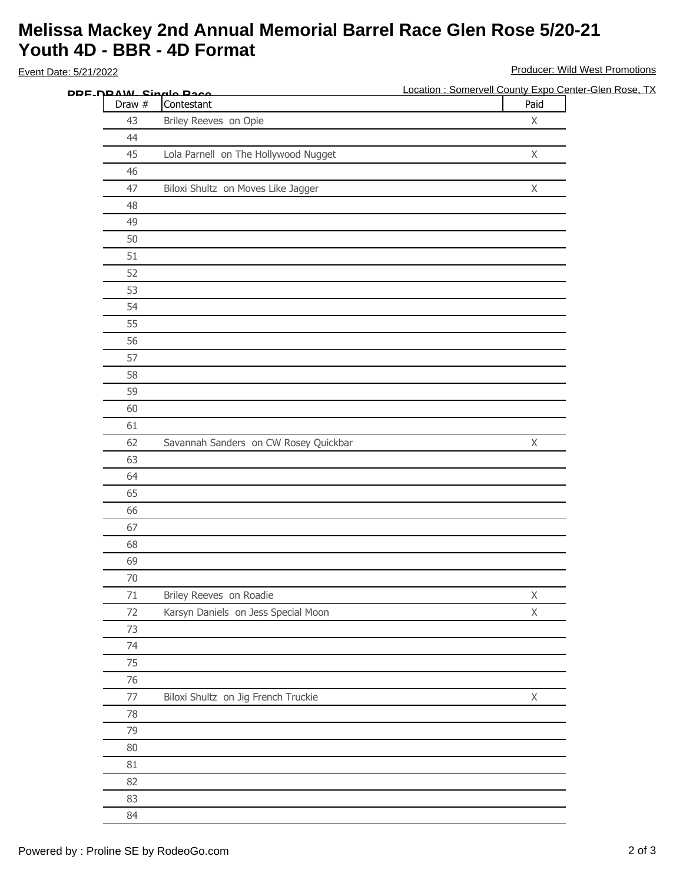# Melissa Mackey 2nd Annual Memorial Barrel Race Glen Rose 5/20-21
# Youth 4D - BBR - 4D Format

Event Date: 5/21/2022

Producer: Wild West Promotions

Location : Somervell County Expo Center-Glen Rose, TX

**PRE-DRAW- Single Race**

| Draw # | Contestant | Paid |
|---|---|---|
| 43 | Briley Reeves on Opie | X |
| 44 | | |
| 45 | Lola Parnell on The Hollywood Nugget | X |
| 46 | | |
| 47 | Biloxi Shultz on Moves Like Jagger | X |
| 48 | | |
| 49 | | |
| 50 | | |
| 51 | | |
| 52 | | |
| 53 | | |
| 54 | | |
| 55 | | |
| 56 | | |
| 57 | | |
| 58 | | |
| 59 | | |
| 60 | | |
| 61 | | |
| 62 | Savannah Sanders on CW Rosey Quickbar | X |
| 63 | | |
| 64 | | |
| 65 | | |
| 66 | | |
| 67 | | |
| 68 | | |
| 69 | | |
| 70 | | |
| 71 | Briley Reeves on Roadie | X |
| 72 | Karsyn Daniels on Jess Special Moon | X |
| 73 | | |
| 74 | | |
| 75 | | |
| 76 | | |
| 77 | Biloxi Shultz on Jig French Truckie | X |
| 78 | | |
| 79 | | |
| 80 | | |
| 81 | | |
| 82 | | |
| 83 | | |
| 84 | | |

Powered by : Proline SE by RodeoGo.com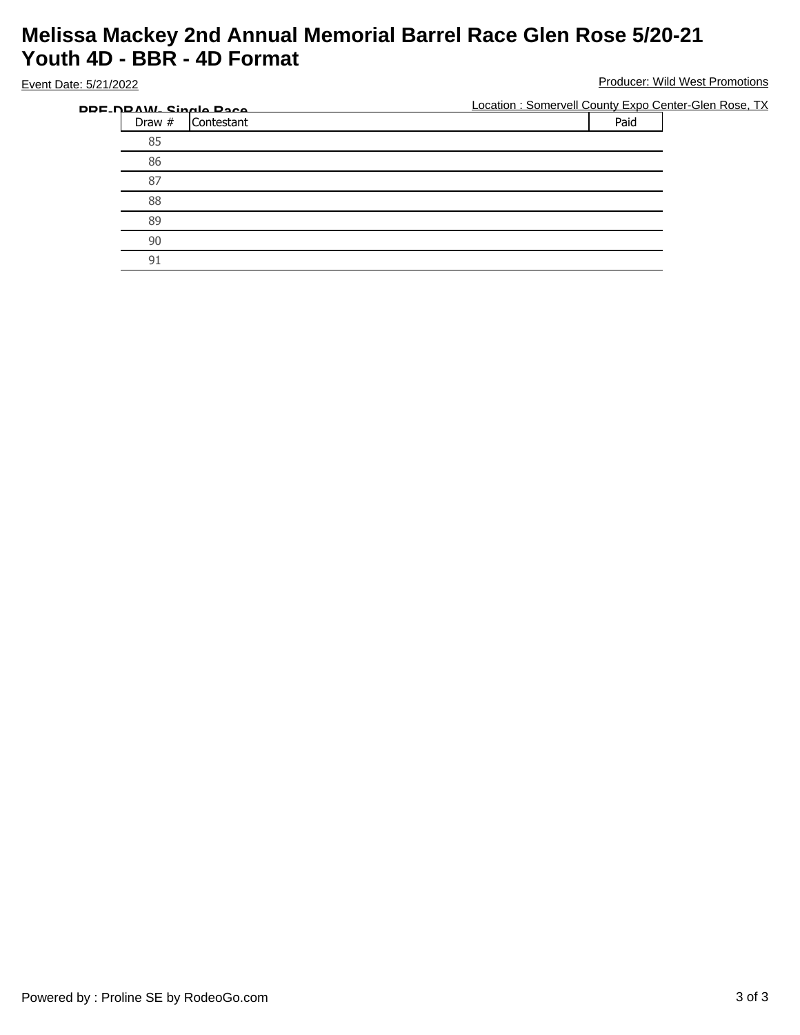# Melissa Mackey 2nd Annual Memorial Barrel Race Glen Rose 5/20-21
# Youth 4D - BBR - 4D Format

Event Date: 5/21/2022

Producer: Wild West Promotions

Location : Somervell County Expo Center-Glen Rose, TX

**PRE-DRAW- Single Race**

| Draw # | Contestant | Paid |
|---|---|---|
| 85 | | |
| 86 | | |
| 87 | | |
| 88 | | |
| 89 | | |
| 90 | | |
| 91 | | |

Powered by : Proline SE by RodeoGo.com